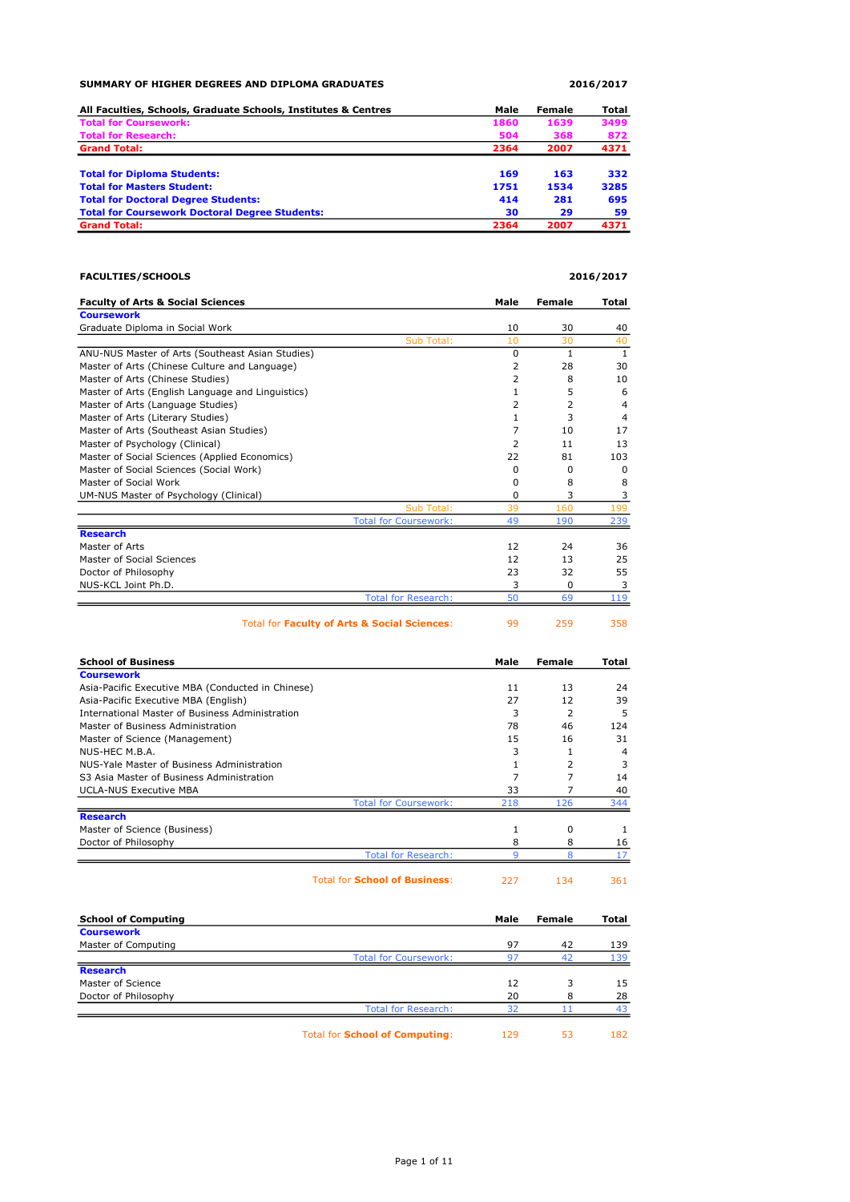## SUMMARY OF HIGHER DEGREES AND DIPLOMA GRADUATES

**2016/2017**

| All Faculties, Schools, Graduate Schools, Institutes & Centres | Male | Female | Total |
|---|---|---|---|
| **Total for Coursework:** | **1860** | **1639** | **3499** |
| **Total for Research:** | **504** | **368** | **872** |
| **Grand Total:** | **2364** | **2007** | **4371** |
| | | | |
| **Total for Diploma Students:** | **169** | **163** | **332** |
| **Total for Masters Student:** | **1751** | **1534** | **3285** |
| **Total for Doctoral Degree Students:** | **414** | **281** | **695** |
| **Total for Coursework Doctoral Degree Students:** | **30** | **29** | **59** |
| **Grand Total:** | **2364** | **2007** | **4371** |

## FACULTIES/SCHOOLS

**2016/2017**

| Faculty of Arts & Social Sciences | Male | Female | Total |
|---|---|---|---|
| **Coursework** | | | |
| Graduate Diploma in Social Work | 10 | 30 | 40 |
| Sub Total: | 10 | 30 | 40 |
| ANU-NUS Master of Arts (Southeast Asian Studies) | 0 | 1 | 1 |
| Master of Arts (Chinese Culture and Language) | 2 | 28 | 30 |
| Master of Arts (Chinese Studies) | 2 | 8 | 10 |
| Master of Arts (English Language and Linguistics) | 1 | 5 | 6 |
| Master of Arts (Language Studies) | 2 | 2 | 4 |
| Master of Arts (Literary Studies) | 1 | 3 | 4 |
| Master of Arts (Southeast Asian Studies) | 7 | 10 | 17 |
| Master of Psychology (Clinical) | 2 | 11 | 13 |
| Master of Social Sciences (Applied Economics) | 22 | 81 | 103 |
| Master of Social Sciences (Social Work) | 0 | 0 | 0 |
| Master of Social Work | 0 | 8 | 8 |
| UM-NUS Master of Psychology (Clinical) | 0 | 3 | 3 |
| Sub Total: | 39 | 160 | 199 |
| Total for Coursework: | 49 | 190 | 239 |
| **Research** | | | |
| Master of Arts | 12 | 24 | 36 |
| Master of Social Sciences | 12 | 13 | 25 |
| Doctor of Philosophy | 23 | 32 | 55 |
| NUS-KCL Joint Ph.D. | 3 | 0 | 3 |
| Total for Research: | 50 | 69 | 119 |
| Total for **Faculty of Arts & Social Sciences**: | 99 | 259 | 358 |

| School of Business | Male | Female | Total |
|---|---|---|---|
| **Coursework** | | | |
| Asia-Pacific Executive MBA (Conducted in Chinese) | 11 | 13 | 24 |
| Asia-Pacific Executive MBA (English) | 27 | 12 | 39 |
| International Master of Business Administration | 3 | 2 | 5 |
| Master of Business Administration | 78 | 46 | 124 |
| Master of Science (Management) | 15 | 16 | 31 |
| NUS-HEC M.B.A. | 3 | 1 | 4 |
| NUS-Yale Master of Business Administration | 1 | 2 | 3 |
| S3 Asia Master of Business Administration | 7 | 7 | 14 |
| UCLA-NUS Executive MBA | 33 | 7 | 40 |
| Total for Coursework: | 218 | 126 | 344 |
| **Research** | | | |
| Master of Science (Business) | 1 | 0 | 1 |
| Doctor of Philosophy | 8 | 8 | 16 |
| Total for Research: | 9 | 8 | 17 |
| Total for **School of Business**: | 227 | 134 | 361 |

| School of Computing | Male | Female | Total |
|---|---|---|---|
| **Coursework** | | | |
| Master of Computing | 97 | 42 | 139 |
| Total for Coursework: | 97 | 42 | 139 |
| **Research** | | | |
| Master of Science | 12 | 3 | 15 |
| Doctor of Philosophy | 20 | 8 | 28 |
| Total for Research: | 32 | 11 | 43 |
| Total for **School of Computing**: | 129 | 53 | 182 |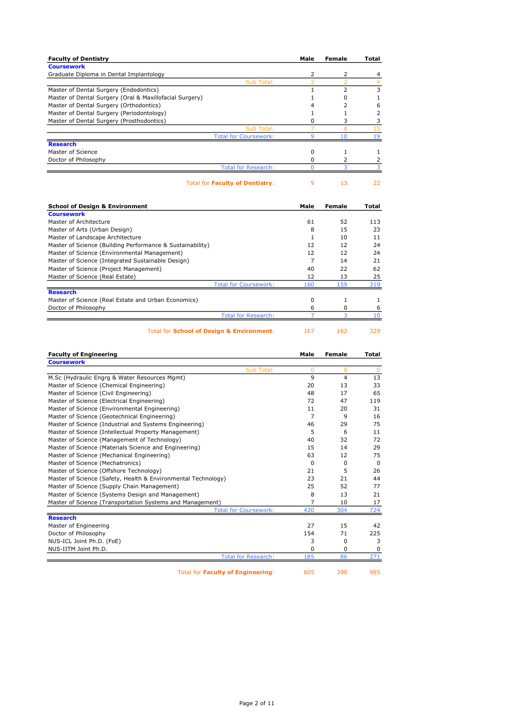| Faculty of Dentistry | Male | Female | Total |
|---|---|---|---|
| **Coursework** | | | |
| Graduate Diploma in Dental Implantology | 2 | 2 | 4 |
| Sub Total: | 2 | 2 | 4 |
| Master of Dental Surgery (Endodontics) | 1 | 2 | 3 |
| Master of Dental Surgery (Oral & Maxillofacial Surgery) | 1 | 0 | 1 |
| Master of Dental Surgery (Orthodontics) | 4 | 2 | 6 |
| Master of Dental Surgery (Periodontology) | 1 | 1 | 2 |
| Master of Dental Surgery (Prosthodontics) | 0 | 3 | 3 |
| Sub Total: | 7 | 8 | 15 |
| Total for Coursework: | 9 | 10 | 19 |
| **Research** | | | |
| Master of Science | 0 | 1 | 1 |
| Doctor of Philosophy | 0 | 2 | 2 |
| Total for Research: | 0 | 3 | 3 |
| Total for **Faculty of Dentistry**: | 9 | 13 | 22 |

| School of Design & Environment | Male | Female | Total |
|---|---|---|---|
| **Coursework** | | | |
| Master of Architecture | 61 | 52 | 113 |
| Master of Arts (Urban Design) | 8 | 15 | 23 |
| Master of Landscape Architecture | 1 | 10 | 11 |
| Master of Science (Building Performance & Sustainability) | 12 | 12 | 24 |
| Master of Science (Environmental Management) | 12 | 12 | 24 |
| Master of Science (Integrated Sustainable Design) | 7 | 14 | 21 |
| Master of Science (Project Management) | 40 | 22 | 62 |
| Master of Science (Real Estate) | 12 | 13 | 25 |
| Total for Coursework: | 160 | 159 | 319 |
| **Research** | | | |
| Master of Science (Real Estate and Urban Economics) | 0 | 1 | 1 |
| Doctor of Philosophy | 6 | 0 | 6 |
| Total for Research: | 7 | 3 | 10 |
| Total for **School of Design & Environment**: | 167 | 162 | 329 |

| Faculty of Engineering | Male | Female | Total |
|---|---|---|---|
| **Coursework** | | | |
| Sub Total: | 0 | 0 | 0 |
| M.Sc (Hydraulic Engrg & Water Resources Mgmt) | 9 | 4 | 13 |
| Master of Science (Chemical Engineering) | 20 | 13 | 33 |
| Master of Science (Civil Engineering) | 48 | 17 | 65 |
| Master of Science (Electrical Engineering) | 72 | 47 | 119 |
| Master of Science (Environmental Engineering) | 11 | 20 | 31 |
| Master of Science (Geotechnical Engineering) | 7 | 9 | 16 |
| Master of Science (Industrial and Systems Engineering) | 46 | 29 | 75 |
| Master of Science (Intellectual Property Management) | 5 | 6 | 11 |
| Master of Science (Management of Technology) | 40 | 32 | 72 |
| Master of Science (Materials Science and Engineering) | 15 | 14 | 29 |
| Master of Science (Mechanical Engineering) | 63 | 12 | 75 |
| Master of Science (Mechatronics) | 0 | 0 | 0 |
| Master of Science (Offshore Technology) | 21 | 5 | 26 |
| Master of Science (Safety, Health & Environmental Technology) | 23 | 21 | 44 |
| Master of Science (Supply Chain Management) | 25 | 52 | 77 |
| Master of Science (Systems Design and Management) | 8 | 13 | 21 |
| Master of Science (Transportation Systems and Management) | 7 | 10 | 17 |
| Total for Coursework: | 420 | 304 | 724 |
| **Research** | | | |
| Master of Engineering | 27 | 15 | 42 |
| Doctor of Philosophy | 154 | 71 | 225 |
| NUS-ICL Joint Ph.D. (FoE) | 3 | 0 | 3 |
| NUS-IITM Joint Ph.D. | 0 | 0 | 0 |
| Total for Research: | 185 | 86 | 271 |
| Total for **Faculty of Engineering**: | 605 | 390 | 995 |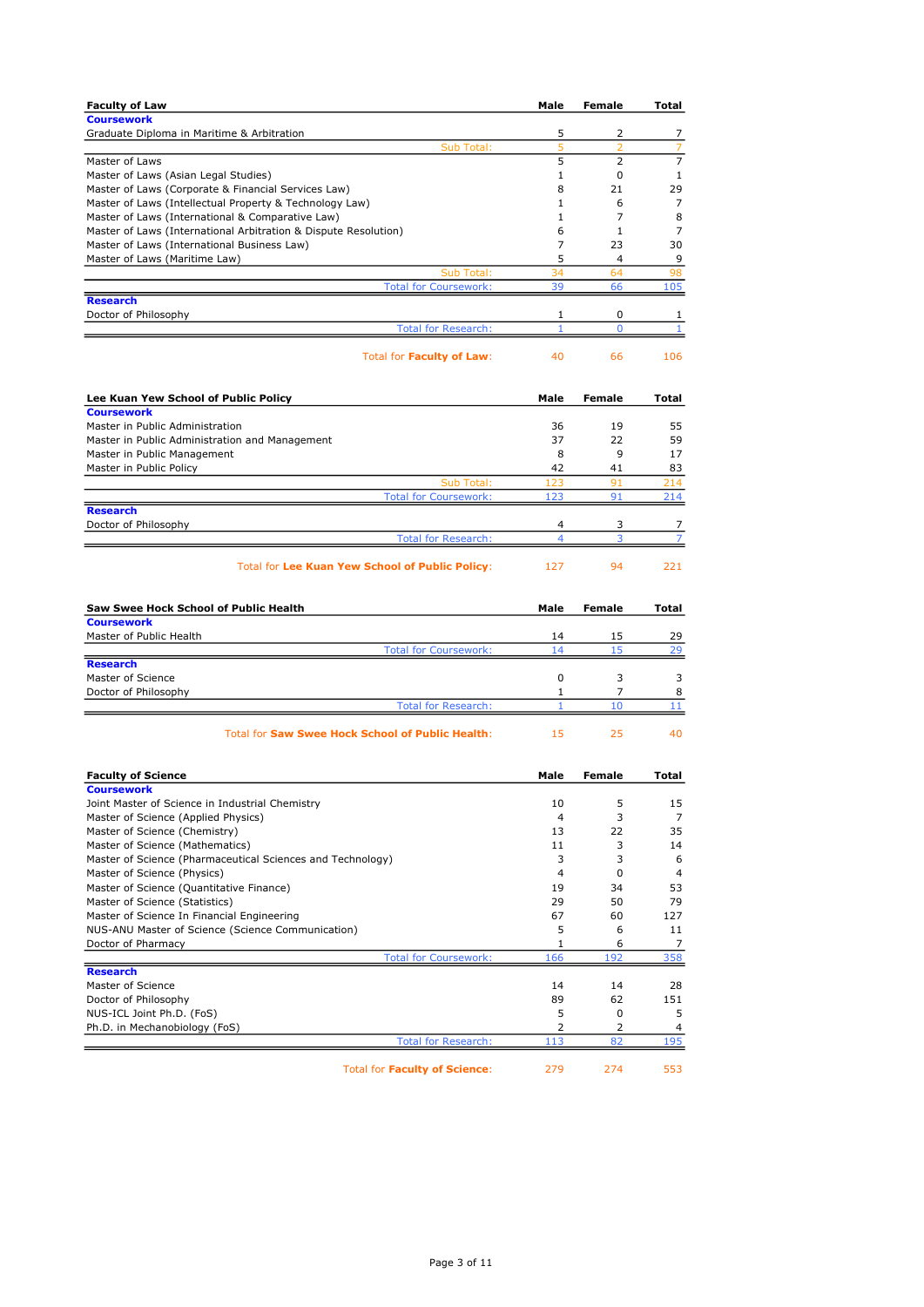| Faculty of Law | Male | Female | Total |
|---|---|---|---|
| **Coursework** | | | |
| Graduate Diploma in Maritime & Arbitration | 5 | 2 | 7 |
| Sub Total: | 5 | 2 | 7 |
| Master of Laws | 5 | 2 | 7 |
| Master of Laws (Asian Legal Studies) | 1 | 0 | 1 |
| Master of Laws (Corporate & Financial Services Law) | 8 | 21 | 29 |
| Master of Laws (Intellectual Property & Technology Law) | 1 | 6 | 7 |
| Master of Laws (International & Comparative Law) | 1 | 7 | 8 |
| Master of Laws (International Arbitration & Dispute Resolution) | 6 | 1 | 7 |
| Master of Laws (International Business Law) | 7 | 23 | 30 |
| Master of Laws (Maritime Law) | 5 | 4 | 9 |
| Sub Total: | 34 | 64 | 98 |
| Total for Coursework: | 39 | 66 | 105 |
| **Research** | | | |
| Doctor of Philosophy | 1 | 0 | 1 |
| Total for Research: | 1 | 0 | 1 |
| Total for **Faculty of Law**: | 40 | 66 | 106 |

| Lee Kuan Yew School of Public Policy | Male | Female | Total |
|---|---|---|---|
| **Coursework** | | | |
| Master in Public Administration | 36 | 19 | 55 |
| Master in Public Administration and Management | 37 | 22 | 59 |
| Master in Public Management | 8 | 9 | 17 |
| Master in Public Policy | 42 | 41 | 83 |
| Sub Total: | 123 | 91 | 214 |
| Total for Coursework: | 123 | 91 | 214 |
| **Research** | | | |
| Doctor of Philosophy | 4 | 3 | 7 |
| Total for Research: | 4 | 3 | 7 |
| Total for **Lee Kuan Yew School of Public Policy**: | 127 | 94 | 221 |

| Saw Swee Hock School of Public Health | Male | Female | Total |
|---|---|---|---|
| **Coursework** | | | |
| Master of Public Health | 14 | 15 | 29 |
| Total for Coursework: | 14 | 15 | 29 |
| **Research** | | | |
| Master of Science | 0 | 3 | 3 |
| Doctor of Philosophy | 1 | 7 | 8 |
| Total for Research: | 1 | 10 | 11 |
| Total for **Saw Swee Hock School of Public Health**: | 15 | 25 | 40 |

| Faculty of Science | Male | Female | Total |
|---|---|---|---|
| **Coursework** | | | |
| Joint Master of Science in Industrial Chemistry | 10 | 5 | 15 |
| Master of Science (Applied Physics) | 4 | 3 | 7 |
| Master of Science (Chemistry) | 13 | 22 | 35 |
| Master of Science (Mathematics) | 11 | 3 | 14 |
| Master of Science (Pharmaceutical Sciences and Technology) | 3 | 3 | 6 |
| Master of Science (Physics) | 4 | 0 | 4 |
| Master of Science (Quantitative Finance) | 19 | 34 | 53 |
| Master of Science (Statistics) | 29 | 50 | 79 |
| Master of Science In Financial Engineering | 67 | 60 | 127 |
| NUS-ANU Master of Science (Science Communication) | 5 | 6 | 11 |
| Doctor of Pharmacy | 1 | 6 | 7 |
| Total for Coursework: | 166 | 192 | 358 |
| **Research** | | | |
| Master of Science | 14 | 14 | 28 |
| Doctor of Philosophy | 89 | 62 | 151 |
| NUS-ICL Joint Ph.D. (FoS) | 5 | 0 | 5 |
| Ph.D. in Mechanobiology (FoS) | 2 | 2 | 4 |
| Total for Research: | 113 | 82 | 195 |
| Total for **Faculty of Science**: | 279 | 274 | 553 |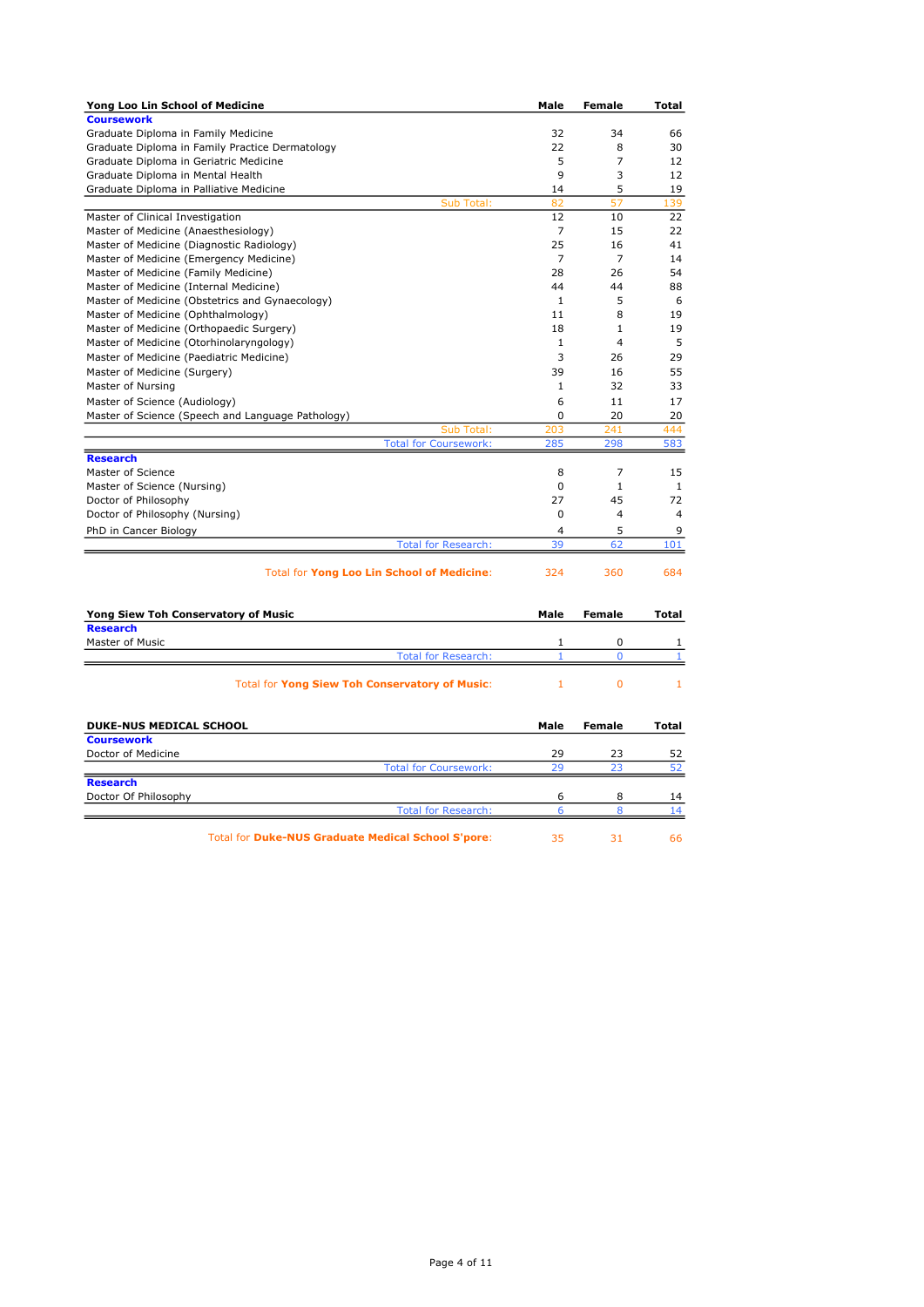| Yong Loo Lin School of Medicine | Male | Female | Total |
|---|---|---|---|
| **Coursework** | | | |
| Graduate Diploma in Family Medicine | 32 | 34 | 66 |
| Graduate Diploma in Family Practice Dermatology | 22 | 8 | 30 |
| Graduate Diploma in Geriatric Medicine | 5 | 7 | 12 |
| Graduate Diploma in Mental Health | 9 | 3 | 12 |
| Graduate Diploma in Palliative Medicine | 14 | 5 | 19 |
| Sub Total: | 82 | 57 | 139 |
| Master of Clinical Investigation | 12 | 10 | 22 |
| Master of Medicine (Anaesthesiology) | 7 | 15 | 22 |
| Master of Medicine (Diagnostic Radiology) | 25 | 16 | 41 |
| Master of Medicine (Emergency Medicine) | 7 | 7 | 14 |
| Master of Medicine (Family Medicine) | 28 | 26 | 54 |
| Master of Medicine (Internal Medicine) | 44 | 44 | 88 |
| Master of Medicine (Obstetrics and Gynaecology) | 1 | 5 | 6 |
| Master of Medicine (Ophthalmology) | 11 | 8 | 19 |
| Master of Medicine (Orthopaedic Surgery) | 18 | 1 | 19 |
| Master of Medicine (Otorhinolaryngology) | 1 | 4 | 5 |
| Master of Medicine (Paediatric Medicine) | 3 | 26 | 29 |
| Master of Medicine (Surgery) | 39 | 16 | 55 |
| Master of Nursing | 1 | 32 | 33 |
| Master of Science (Audiology) | 6 | 11 | 17 |
| Master of Science (Speech and Language Pathology) | 0 | 20 | 20 |
| Sub Total: | 203 | 241 | 444 |
| Total for Coursework: | 285 | 298 | 583 |
| **Research** | | | |
| Master of Science | 8 | 7 | 15 |
| Master of Science (Nursing) | 0 | 1 | 1 |
| Doctor of Philosophy | 27 | 45 | 72 |
| Doctor of Philosophy (Nursing) | 0 | 4 | 4 |
| PhD in Cancer Biology | 4 | 5 | 9 |
| Total for Research: | 39 | 62 | 101 |
| Total for **Yong Loo Lin School of Medicine**: | 324 | 360 | 684 |

| Yong Siew Toh Conservatory of Music | Male | Female | Total |
|---|---|---|---|
| **Research** | | | |
| Master of Music | 1 | 0 | 1 |
| Total for Research: | 1 | 0 | 1 |
| Total for **Yong Siew Toh Conservatory of Music**: | 1 | 0 | 1 |

| DUKE-NUS MEDICAL SCHOOL | Male | Female | Total |
|---|---|---|---|
| **Coursework** | | | |
| Doctor of Medicine | 29 | 23 | 52 |
| Total for Coursework: | 29 | 23 | 52 |
| **Research** | | | |
| Doctor Of Philosophy | 6 | 8 | 14 |
| Total for Research: | 6 | 8 | 14 |
| Total for **Duke-NUS Graduate Medical School S'pore**: | 35 | 31 | 66 |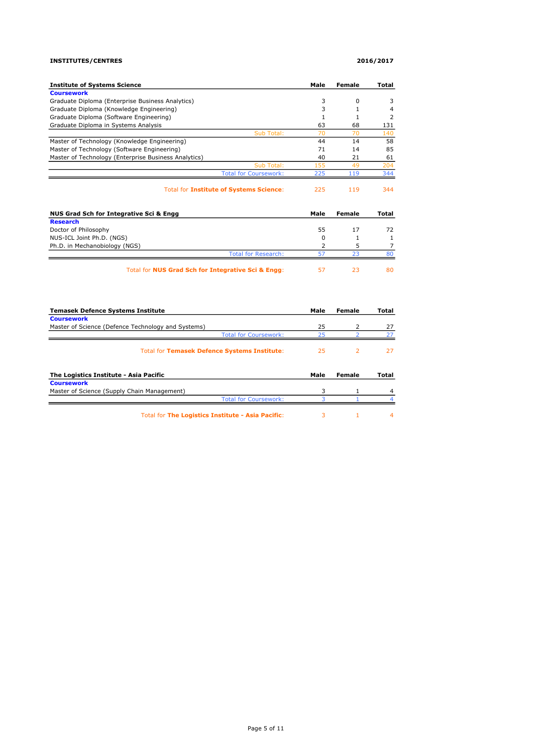**INSTITUTES/CENTRES** **2016/2017**

| Institute of Systems Science | Male | Female | Total |
|---|---|---|---|
| **Coursework** | | | |
| Graduate Diploma (Enterprise Business Analytics) | 3 | 0 | 3 |
| Graduate Diploma (Knowledge Engineering) | 3 | 1 | 4 |
| Graduate Diploma (Software Engineering) | 1 | 1 | 2 |
| Graduate Diploma in Systems Analysis | 63 | 68 | 131 |
| Sub Total: | 70 | 70 | 140 |
| Master of Technology (Knowledge Engineering) | 44 | 14 | 58 |
| Master of Technology (Software Engineering) | 71 | 14 | 85 |
| Master of Technology (Enterprise Business Analytics) | 40 | 21 | 61 |
| Sub Total: | 155 | 49 | 204 |
| Total for Coursework: | 225 | 119 | 344 |
| Total for **Institute of Systems Science**: | 225 | 119 | 344 |

| NUS Grad Sch for Integrative Sci & Engg | Male | Female | Total |
|---|---|---|---|
| **Research** | | | |
| Doctor of Philosophy | 55 | 17 | 72 |
| NUS-ICL Joint Ph.D. (NGS) | 0 | 1 | 1 |
| Ph.D. in Mechanobiology (NGS) | 2 | 5 | 7 |
| Total for Research: | 57 | 23 | 80 |
| Total for **NUS Grad Sch for Integrative Sci & Engg**: | 57 | 23 | 80 |

| Temasek Defence Systems Institute | Male | Female | Total |
|---|---|---|---|
| **Coursework** | | | |
| Master of Science (Defence Technology and Systems) | 25 | 2 | 27 |
| Total for Coursework: | 25 | 2 | 27 |
| Total for **Temasek Defence Systems Institute**: | 25 | 2 | 27 |

| The Logistics Institute - Asia Pacific | Male | Female | Total |
|---|---|---|---|
| **Coursework** | | | |
| Master of Science (Supply Chain Management) | 3 | 1 | 4 |
| Total for Coursework: | 3 | 1 | 4 |
| Total for **The Logistics Institute - Asia Pacific**: | 3 | 1 | 4 |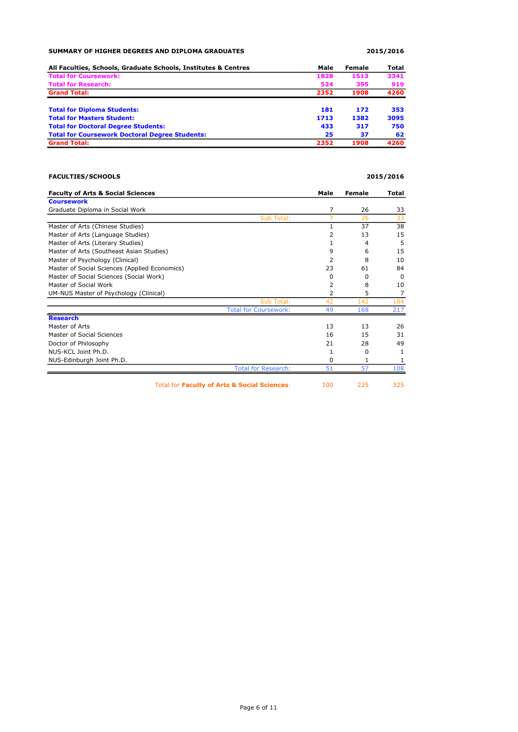**SUMMARY OF HIGHER DEGREES AND DIPLOMA GRADUATES** **2015/2016**

| All Faculties, Schools, Graduate Schools, Institutes & Centres | Male | Female | Total |
|---|---|---|---|
| **Total for Coursework:** | **1828** | **1513** | **3341** |
| **Total for Research:** | **524** | **395** | **919** |
| **Grand Total:** | **2352** | **1908** | **4260** |
| | | | |
| **Total for Diploma Students:** | **181** | **172** | **353** |
| **Total for Masters Student:** | **1713** | **1382** | **3095** |
| **Total for Doctoral Degree Students:** | **433** | **317** | **750** |
| **Total for Coursework Doctoral Degree Students:** | **25** | **37** | **62** |
| **Grand Total:** | **2352** | **1908** | **4260** |

**FACULTIES/SCHOOLS** **2015/2016**

| Faculty of Arts & Social Sciences | Male | Female | Total |
|---|---|---|---|
| **Coursework** | | | |
| Graduate Diploma in Social Work | 7 | 26 | 33 |
| Sub Total: | 7 | 26 | 33 |
| Master of Arts (Chinese Studies) | 1 | 37 | 38 |
| Master of Arts (Language Studies) | 2 | 13 | 15 |
| Master of Arts (Literary Studies) | 1 | 4 | 5 |
| Master of Arts (Southeast Asian Studies) | 9 | 6 | 15 |
| Master of Psychology (Clinical) | 2 | 8 | 10 |
| Master of Social Sciences (Applied Economics) | 23 | 61 | 84 |
| Master of Social Sciences (Social Work) | 0 | 0 | 0 |
| Master of Social Work | 2 | 8 | 10 |
| UM-NUS Master of Psychology (Clinical) | 2 | 5 | 7 |
| Sub Total: | 42 | 142 | 184 |
| Total for Coursework: | 49 | 168 | 217 |
| **Research** | | | |
| Master of Arts | 13 | 13 | 26 |
| Master of Social Sciences | 16 | 15 | 31 |
| Doctor of Philosophy | 21 | 28 | 49 |
| NUS-KCL Joint Ph.D. | 1 | 0 | 1 |
| NUS-Edinburgh Joint Ph.D. | 0 | 1 | 1 |
| Total for Research: | 51 | 57 | 108 |
| Total for **Faculty of Arts & Social Sciences**: | 100 | 225 | 325 |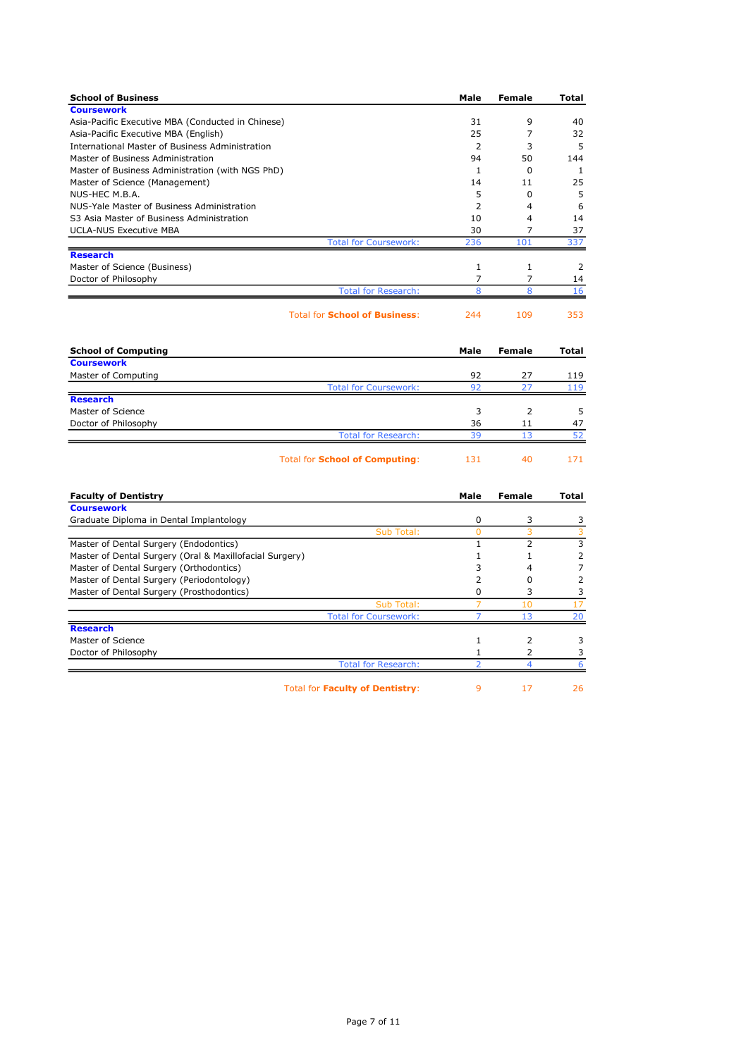| School of Business | Male | Female | Total |
|---|---|---|---|
| **Coursework** | | | |
| Asia-Pacific Executive MBA (Conducted in Chinese) | 31 | 9 | 40 |
| Asia-Pacific Executive MBA (English) | 25 | 7 | 32 |
| International Master of Business Administration | 2 | 3 | 5 |
| Master of Business Administration | 94 | 50 | 144 |
| Master of Business Administration (with NGS PhD) | 1 | 0 | 1 |
| Master of Science (Management) | 14 | 11 | 25 |
| NUS-HEC M.B.A. | 5 | 0 | 5 |
| NUS-Yale Master of Business Administration | 2 | 4 | 6 |
| S3 Asia Master of Business Administration | 10 | 4 | 14 |
| UCLA-NUS Executive MBA | 30 | 7 | 37 |
| Total for Coursework: | 236 | 101 | 337 |
| **Research** | | | |
| Master of Science (Business) | 1 | 1 | 2 |
| Doctor of Philosophy | 7 | 7 | 14 |
| Total for Research: | 8 | 8 | 16 |
| Total for **School of Business**: | 244 | 109 | 353 |

| School of Computing | Male | Female | Total |
|---|---|---|---|
| **Coursework** | | | |
| Master of Computing | 92 | 27 | 119 |
| Total for Coursework: | 92 | 27 | 119 |
| **Research** | | | |
| Master of Science | 3 | 2 | 5 |
| Doctor of Philosophy | 36 | 11 | 47 |
| Total for Research: | 39 | 13 | 52 |
| Total for **School of Computing**: | 131 | 40 | 171 |

| Faculty of Dentistry | Male | Female | Total |
|---|---|---|---|
| **Coursework** | | | |
| Graduate Diploma in Dental Implantology | 0 | 3 | 3 |
| Sub Total: | 0 | 3 | 3 |
| Master of Dental Surgery (Endodontics) | 1 | 2 | 3 |
| Master of Dental Surgery (Oral & Maxillofacial Surgery) | 1 | 1 | 2 |
| Master of Dental Surgery (Orthodontics) | 3 | 4 | 7 |
| Master of Dental Surgery (Periodontology) | 2 | 0 | 2 |
| Master of Dental Surgery (Prosthodontics) | 0 | 3 | 3 |
| Sub Total: | 7 | 10 | 17 |
| Total for Coursework: | 7 | 13 | 20 |
| **Research** | | | |
| Master of Science | 1 | 2 | 3 |
| Doctor of Philosophy | 1 | 2 | 3 |
| Total for Research: | 2 | 4 | 6 |
| Total for **Faculty of Dentistry**: | 9 | 17 | 26 |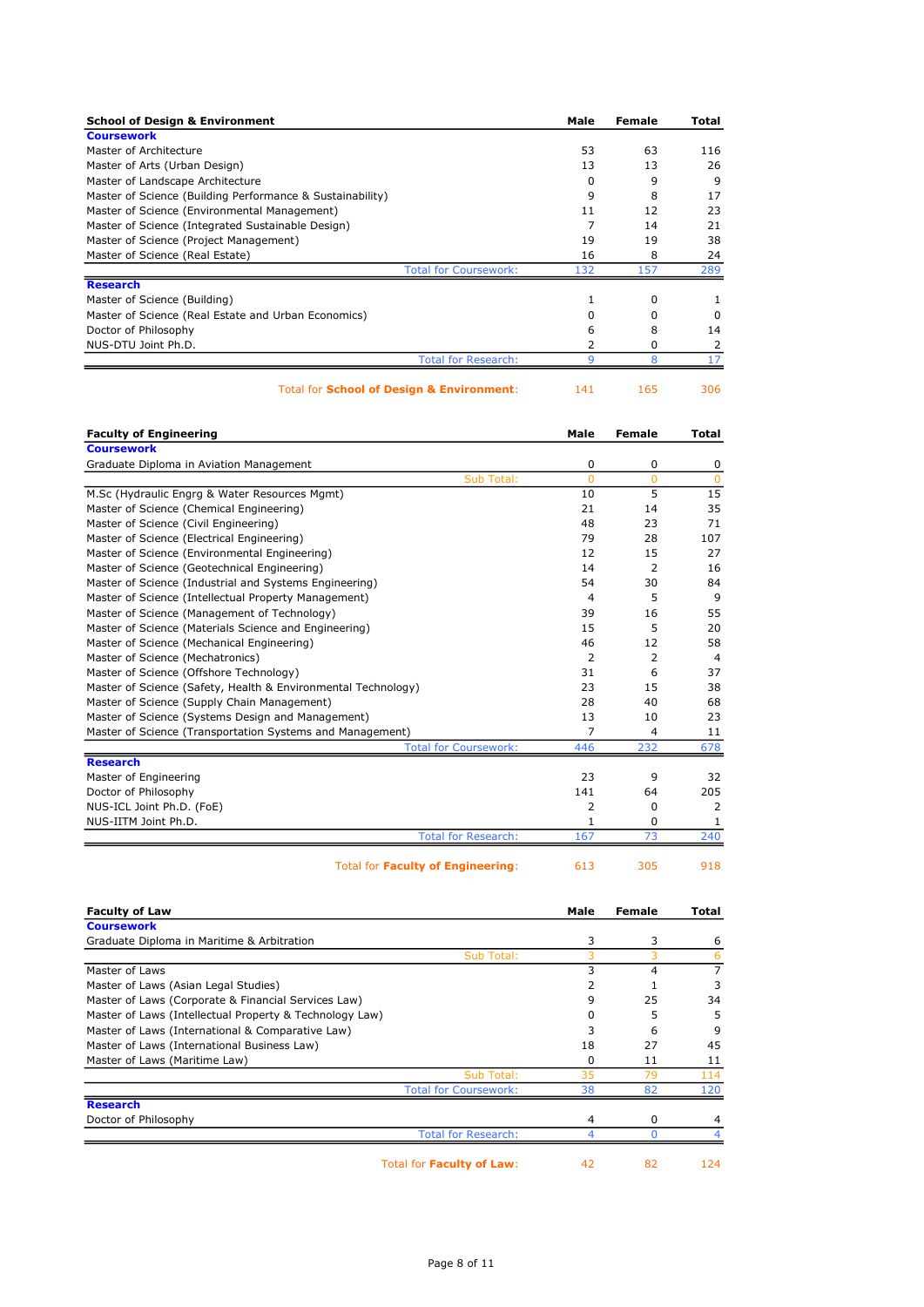| School of Design & Environment | Male | Female | Total |
|---|---|---|---|
| **Coursework** | | | |
| Master of Architecture | 53 | 63 | 116 |
| Master of Arts (Urban Design) | 13 | 13 | 26 |
| Master of Landscape Architecture | 0 | 9 | 9 |
| Master of Science (Building Performance & Sustainability) | 9 | 8 | 17 |
| Master of Science (Environmental Management) | 11 | 12 | 23 |
| Master of Science (Integrated Sustainable Design) | 7 | 14 | 21 |
| Master of Science (Project Management) | 19 | 19 | 38 |
| Master of Science (Real Estate) | 16 | 8 | 24 |
| Total for Coursework: | 132 | 157 | 289 |
| **Research** | | | |
| Master of Science (Building) | 1 | 0 | 1 |
| Master of Science (Real Estate and Urban Economics) | 0 | 0 | 0 |
| Doctor of Philosophy | 6 | 8 | 14 |
| NUS-DTU Joint Ph.D. | 2 | 0 | 2 |
| Total for Research: | 9 | 8 | 17 |
| Total for **School of Design & Environment**: | 141 | 165 | 306 |

| Faculty of Engineering | Male | Female | Total |
|---|---|---|---|
| **Coursework** | | | |
| Graduate Diploma in Aviation Management | 0 | 0 | 0 |
| Sub Total: | 0 | 0 | 0 |
| M.Sc (Hydraulic Engrg & Water Resources Mgmt) | 10 | 5 | 15 |
| Master of Science (Chemical Engineering) | 21 | 14 | 35 |
| Master of Science (Civil Engineering) | 48 | 23 | 71 |
| Master of Science (Electrical Engineering) | 79 | 28 | 107 |
| Master of Science (Environmental Engineering) | 12 | 15 | 27 |
| Master of Science (Geotechnical Engineering) | 14 | 2 | 16 |
| Master of Science (Industrial and Systems Engineering) | 54 | 30 | 84 |
| Master of Science (Intellectual Property Management) | 4 | 5 | 9 |
| Master of Science (Management of Technology) | 39 | 16 | 55 |
| Master of Science (Materials Science and Engineering) | 15 | 5 | 20 |
| Master of Science (Mechanical Engineering) | 46 | 12 | 58 |
| Master of Science (Mechatronics) | 2 | 2 | 4 |
| Master of Science (Offshore Technology) | 31 | 6 | 37 |
| Master of Science (Safety, Health & Environmental Technology) | 23 | 15 | 38 |
| Master of Science (Supply Chain Management) | 28 | 40 | 68 |
| Master of Science (Systems Design and Management) | 13 | 10 | 23 |
| Master of Science (Transportation Systems and Management) | 7 | 4 | 11 |
| Total for Coursework: | 446 | 232 | 678 |
| **Research** | | | |
| Master of Engineering | 23 | 9 | 32 |
| Doctor of Philosophy | 141 | 64 | 205 |
| NUS-ICL Joint Ph.D. (FoE) | 2 | 0 | 2 |
| NUS-IITM Joint Ph.D. | 1 | 0 | 1 |
| Total for Research: | 167 | 73 | 240 |
| Total for **Faculty of Engineering**: | 613 | 305 | 918 |

| Faculty of Law | Male | Female | Total |
|---|---|---|---|
| **Coursework** | | | |
| Graduate Diploma in Maritime & Arbitration | 3 | 3 | 6 |
| Sub Total: | 3 | 3 | 6 |
| Master of Laws | 3 | 4 | 7 |
| Master of Laws (Asian Legal Studies) | 2 | 1 | 3 |
| Master of Laws (Corporate & Financial Services Law) | 9 | 25 | 34 |
| Master of Laws (Intellectual Property & Technology Law) | 0 | 5 | 5 |
| Master of Laws (International & Comparative Law) | 3 | 6 | 9 |
| Master of Laws (International Business Law) | 18 | 27 | 45 |
| Master of Laws (Maritime Law) | 0 | 11 | 11 |
| Sub Total: | 35 | 79 | 114 |
| Total for Coursework: | 38 | 82 | 120 |
| **Research** | | | |
| Doctor of Philosophy | 4 | 0 | 4 |
| Total for Research: | 4 | 0 | 4 |
| Total for **Faculty of Law**: | 42 | 82 | 124 |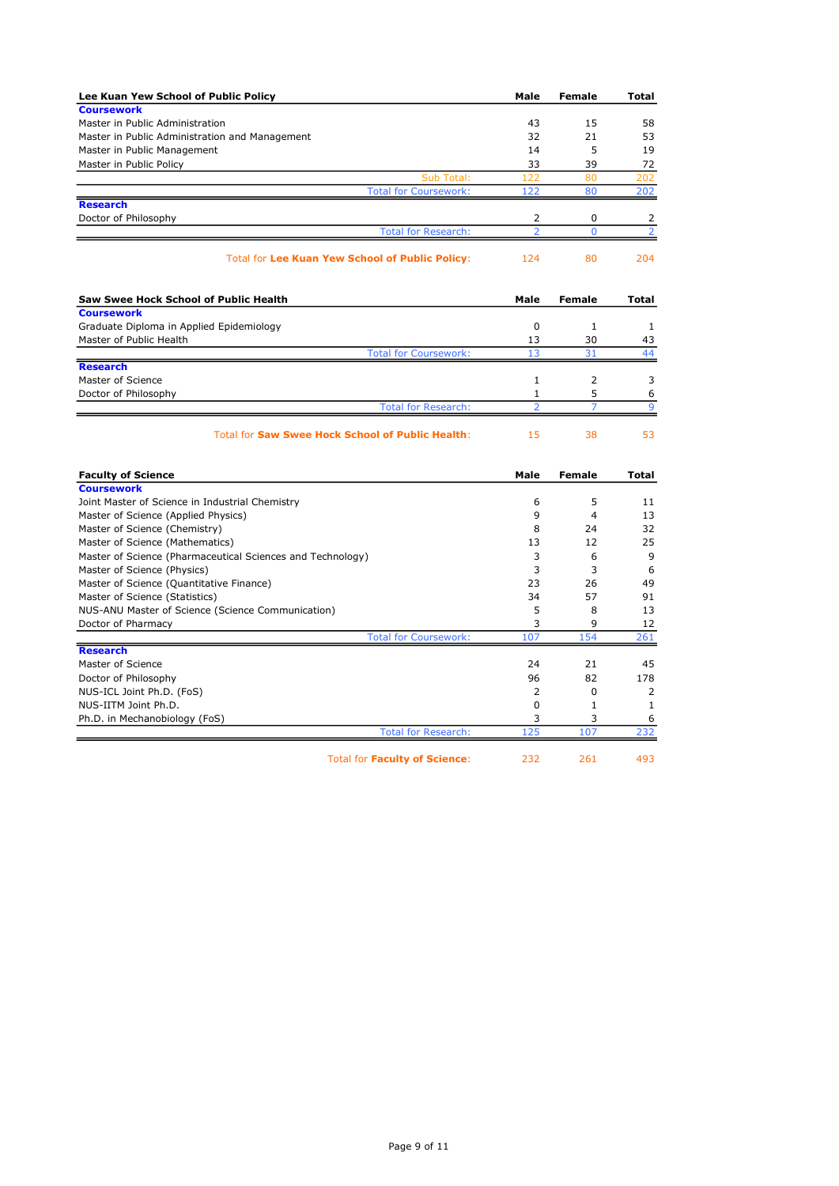| Lee Kuan Yew School of Public Policy | Male | Female | Total |
|---|---|---|---|
| **Coursework** | | | |
| Master in Public Administration | 43 | 15 | 58 |
| Master in Public Administration and Management | 32 | 21 | 53 |
| Master in Public Management | 14 | 5 | 19 |
| Master in Public Policy | 33 | 39 | 72 |
| Sub Total: | 122 | 80 | 202 |
| Total for Coursework: | 122 | 80 | 202 |
| **Research** | | | |
| Doctor of Philosophy | 2 | 0 | 2 |
| Total for Research: | 2 | 0 | 2 |
| Total for **Lee Kuan Yew School of Public Policy**: | 124 | 80 | 204 |

| Saw Swee Hock School of Public Health | Male | Female | Total |
|---|---|---|---|
| **Coursework** | | | |
| Graduate Diploma in Applied Epidemiology | 0 | 1 | 1 |
| Master of Public Health | 13 | 30 | 43 |
| Total for Coursework: | 13 | 31 | 44 |
| **Research** | | | |
| Master of Science | 1 | 2 | 3 |
| Doctor of Philosophy | 1 | 5 | 6 |
| Total for Research: | 2 | 7 | 9 |
| Total for **Saw Swee Hock School of Public Health**: | 15 | 38 | 53 |

| Faculty of Science | Male | Female | Total |
|---|---|---|---|
| **Coursework** | | | |
| Joint Master of Science in Industrial Chemistry | 6 | 5 | 11 |
| Master of Science (Applied Physics) | 9 | 4 | 13 |
| Master of Science (Chemistry) | 8 | 24 | 32 |
| Master of Science (Mathematics) | 13 | 12 | 25 |
| Master of Science (Pharmaceutical Sciences and Technology) | 3 | 6 | 9 |
| Master of Science (Physics) | 3 | 3 | 6 |
| Master of Science (Quantitative Finance) | 23 | 26 | 49 |
| Master of Science (Statistics) | 34 | 57 | 91 |
| NUS-ANU Master of Science (Science Communication) | 5 | 8 | 13 |
| Doctor of Pharmacy | 3 | 9 | 12 |
| Total for Coursework: | 107 | 154 | 261 |
| **Research** | | | |
| Master of Science | 24 | 21 | 45 |
| Doctor of Philosophy | 96 | 82 | 178 |
| NUS-ICL Joint Ph.D. (FoS) | 2 | 0 | 2 |
| NUS-IITM Joint Ph.D. | 0 | 1 | 1 |
| Ph.D. in Mechanobiology (FoS) | 3 | 3 | 6 |
| Total for Research: | 125 | 107 | 232 |
| Total for **Faculty of Science**: | 232 | 261 | 493 |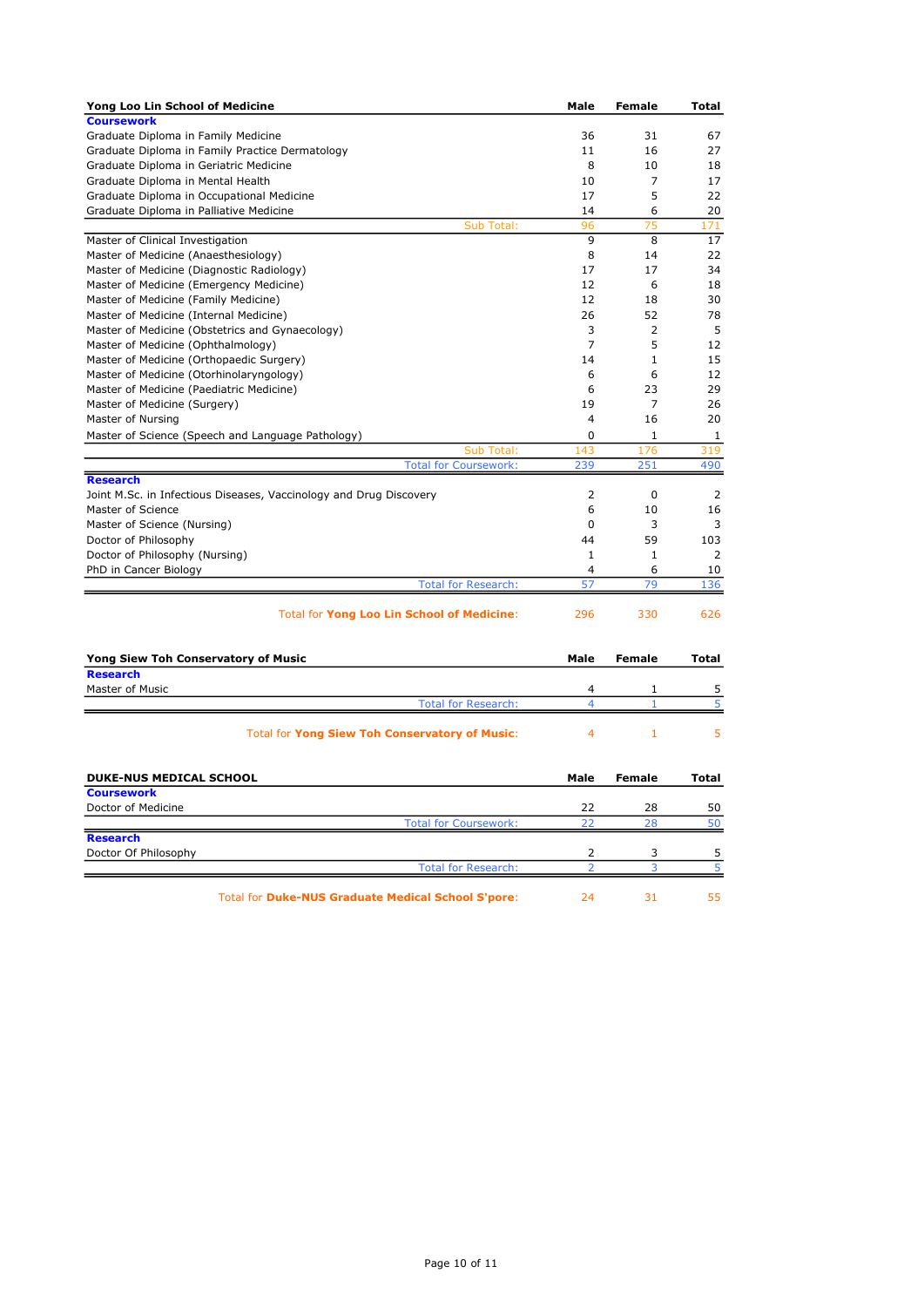| Yong Loo Lin School of Medicine | Male | Female | Total |
|---|---|---|---|
| **Coursework** | | | |
| Graduate Diploma in Family Medicine | 36 | 31 | 67 |
| Graduate Diploma in Family Practice Dermatology | 11 | 16 | 27 |
| Graduate Diploma in Geriatric Medicine | 8 | 10 | 18 |
| Graduate Diploma in Mental Health | 10 | 7 | 17 |
| Graduate Diploma in Occupational Medicine | 17 | 5 | 22 |
| Graduate Diploma in Palliative Medicine | 14 | 6 | 20 |
| Sub Total: | 96 | 75 | 171 |
| Master of Clinical Investigation | 9 | 8 | 17 |
| Master of Medicine (Anaesthesiology) | 8 | 14 | 22 |
| Master of Medicine (Diagnostic Radiology) | 17 | 17 | 34 |
| Master of Medicine (Emergency Medicine) | 12 | 6 | 18 |
| Master of Medicine (Family Medicine) | 12 | 18 | 30 |
| Master of Medicine (Internal Medicine) | 26 | 52 | 78 |
| Master of Medicine (Obstetrics and Gynaecology) | 3 | 2 | 5 |
| Master of Medicine (Ophthalmology) | 7 | 5 | 12 |
| Master of Medicine (Orthopaedic Surgery) | 14 | 1 | 15 |
| Master of Medicine (Otorhinolaryngology) | 6 | 6 | 12 |
| Master of Medicine (Paediatric Medicine) | 6 | 23 | 29 |
| Master of Medicine (Surgery) | 19 | 7 | 26 |
| Master of Nursing | 4 | 16 | 20 |
| Master of Science (Speech and Language Pathology) | 0 | 1 | 1 |
| Sub Total: | 143 | 176 | 319 |
| Total for Coursework: | 239 | 251 | 490 |
| **Research** | | | |
| Joint M.Sc. in Infectious Diseases, Vaccinology and Drug Discovery | 2 | 0 | 2 |
| Master of Science | 6 | 10 | 16 |
| Master of Science (Nursing) | 0 | 3 | 3 |
| Doctor of Philosophy | 44 | 59 | 103 |
| Doctor of Philosophy (Nursing) | 1 | 1 | 2 |
| PhD in Cancer Biology | 4 | 6 | 10 |
| Total for Research: | 57 | 79 | 136 |
| Total for **Yong Loo Lin School of Medicine**: | 296 | 330 | 626 |

| Yong Siew Toh Conservatory of Music | Male | Female | Total |
|---|---|---|---|
| **Research** | | | |
| Master of Music | 4 | 1 | 5 |
| Total for Research: | 4 | 1 | 5 |
| Total for **Yong Siew Toh Conservatory of Music**: | 4 | 1 | 5 |

| DUKE-NUS MEDICAL SCHOOL | Male | Female | Total |
|---|---|---|---|
| **Coursework** | | | |
| Doctor of Medicine | 22 | 28 | 50 |
| Total for Coursework: | 22 | 28 | 50 |
| **Research** | | | |
| Doctor Of Philosophy | 2 | 3 | 5 |
| Total for Research: | 2 | 3 | 5 |
| Total for **Duke-NUS Graduate Medical School S'pore**: | 24 | 31 | 55 |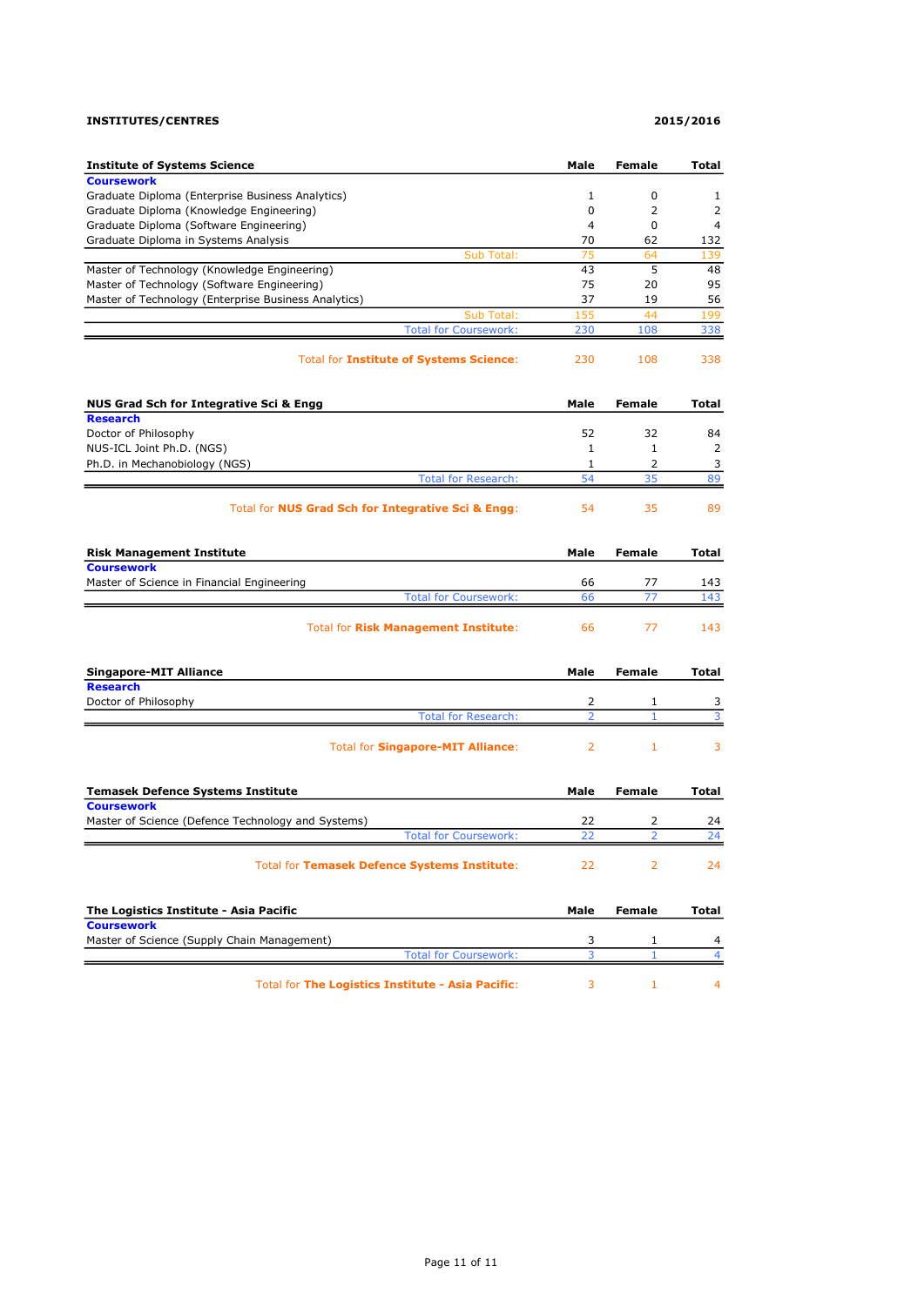**INSTITUTES/CENTRES** **2015/2016**

| Institute of Systems Science | Male | Female | Total |
|---|---|---|---|
| **Coursework** | | | |
| Graduate Diploma (Enterprise Business Analytics) | 1 | 0 | 1 |
| Graduate Diploma (Knowledge Engineering) | 0 | 2 | 2 |
| Graduate Diploma (Software Engineering) | 4 | 0 | 4 |
| Graduate Diploma in Systems Analysis | 70 | 62 | 132 |
| Sub Total: | 75 | 64 | 139 |
| Master of Technology (Knowledge Engineering) | 43 | 5 | 48 |
| Master of Technology (Software Engineering) | 75 | 20 | 95 |
| Master of Technology (Enterprise Business Analytics) | 37 | 19 | 56 |
| Sub Total: | 155 | 44 | 199 |
| Total for Coursework: | 230 | 108 | 338 |
| Total for **Institute of Systems Science**: | 230 | 108 | 338 |

| NUS Grad Sch for Integrative Sci & Engg | Male | Female | Total |
|---|---|---|---|
| **Research** | | | |
| Doctor of Philosophy | 52 | 32 | 84 |
| NUS-ICL Joint Ph.D. (NGS) | 1 | 1 | 2 |
| Ph.D. in Mechanobiology (NGS) | 1 | 2 | 3 |
| Total for Research: | 54 | 35 | 89 |
| Total for **NUS Grad Sch for Integrative Sci & Engg**: | 54 | 35 | 89 |

| Risk Management Institute | Male | Female | Total |
|---|---|---|---|
| **Coursework** | | | |
| Master of Science in Financial Engineering | 66 | 77 | 143 |
| Total for Coursework: | 66 | 77 | 143 |
| Total for **Risk Management Institute**: | 66 | 77 | 143 |

| Singapore-MIT Alliance | Male | Female | Total |
|---|---|---|---|
| **Research** | | | |
| Doctor of Philosophy | 2 | 1 | 3 |
| Total for Research: | 2 | 1 | 3 |
| Total for **Singapore-MIT Alliance**: | 2 | 1 | 3 |

| Temasek Defence Systems Institute | Male | Female | Total |
|---|---|---|---|
| **Coursework** | | | |
| Master of Science (Defence Technology and Systems) | 22 | 2 | 24 |
| Total for Coursework: | 22 | 2 | 24 |
| Total for **Temasek Defence Systems Institute**: | 22 | 2 | 24 |

| The Logistics Institute - Asia Pacific | Male | Female | Total |
|---|---|---|---|
| **Coursework** | | | |
| Master of Science (Supply Chain Management) | 3 | 1 | 4 |
| Total for Coursework: | 3 | 1 | 4 |
| Total for **The Logistics Institute - Asia Pacific**: | 3 | 1 | 4 |